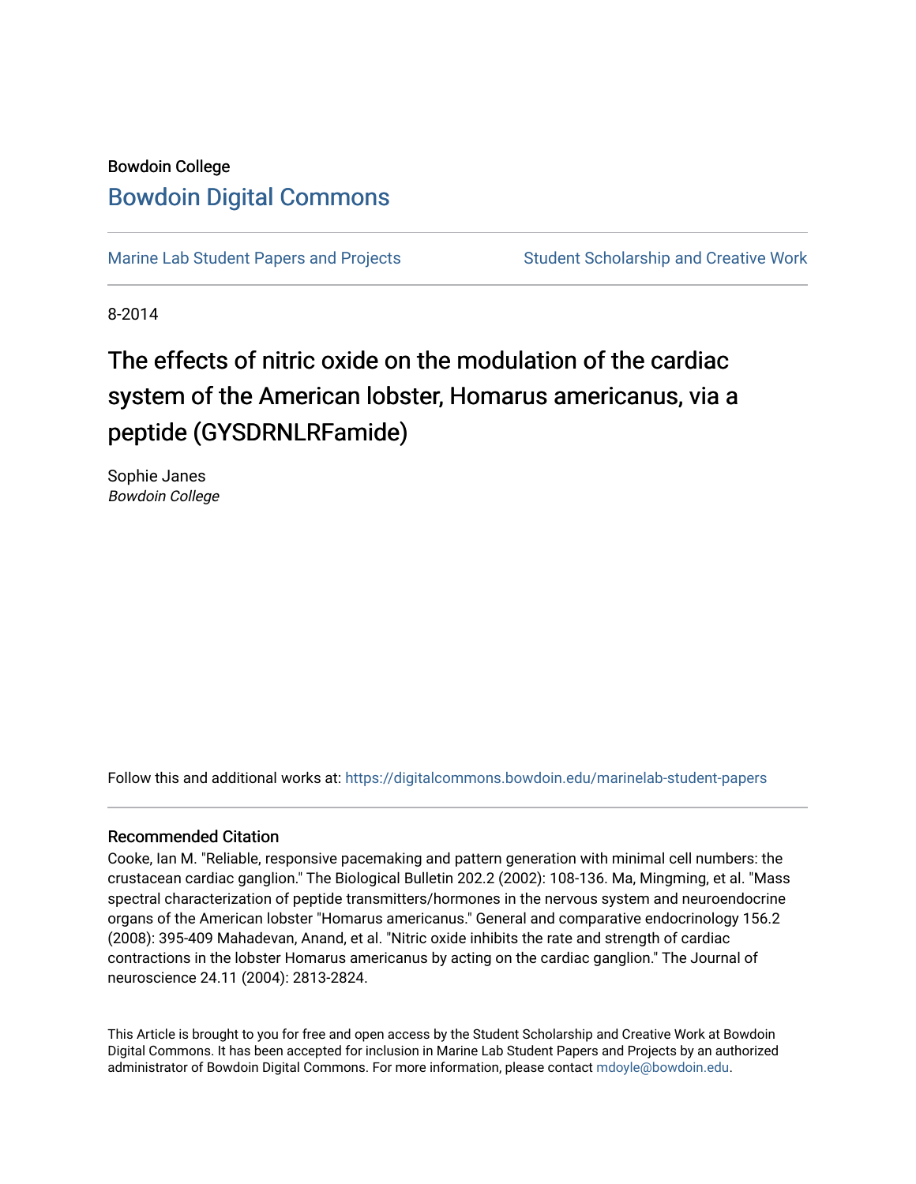Bowdoin College

# Bowdoin Digital Commons

Marine Lab Student Papers and Projects | Student Scholarship and Creative Work

8-2014

# The effects of nitric oxide on the modulation of the cardiac system of the American lobster, Homarus americanus, via a peptide (GYSDRNLRFamide)

Sophie Janes
*Bowdoin College*

Follow this and additional works at: https://digitalcommons.bowdoin.edu/marinelab-student-papers

### Recommended Citation

Cooke, Ian M. "Reliable, responsive pacemaking and pattern generation with minimal cell numbers: the crustacean cardiac ganglion." The Biological Bulletin 202.2 (2002): 108-136. Ma, Mingming, et al. "Mass spectral characterization of peptide transmitters/hormones in the nervous system and neuroendocrine organs of the American lobster "Homarus americanus." General and comparative endocrinology 156.2 (2008): 395-409 Mahadevan, Anand, et al. "Nitric oxide inhibits the rate and strength of cardiac contractions in the lobster Homarus americanus by acting on the cardiac ganglion." The Journal of neuroscience 24.11 (2004): 2813-2824.

This Article is brought to you for free and open access by the Student Scholarship and Creative Work at Bowdoin Digital Commons. It has been accepted for inclusion in Marine Lab Student Papers and Projects by an authorized administrator of Bowdoin Digital Commons. For more information, please contact mdoyle@bowdoin.edu.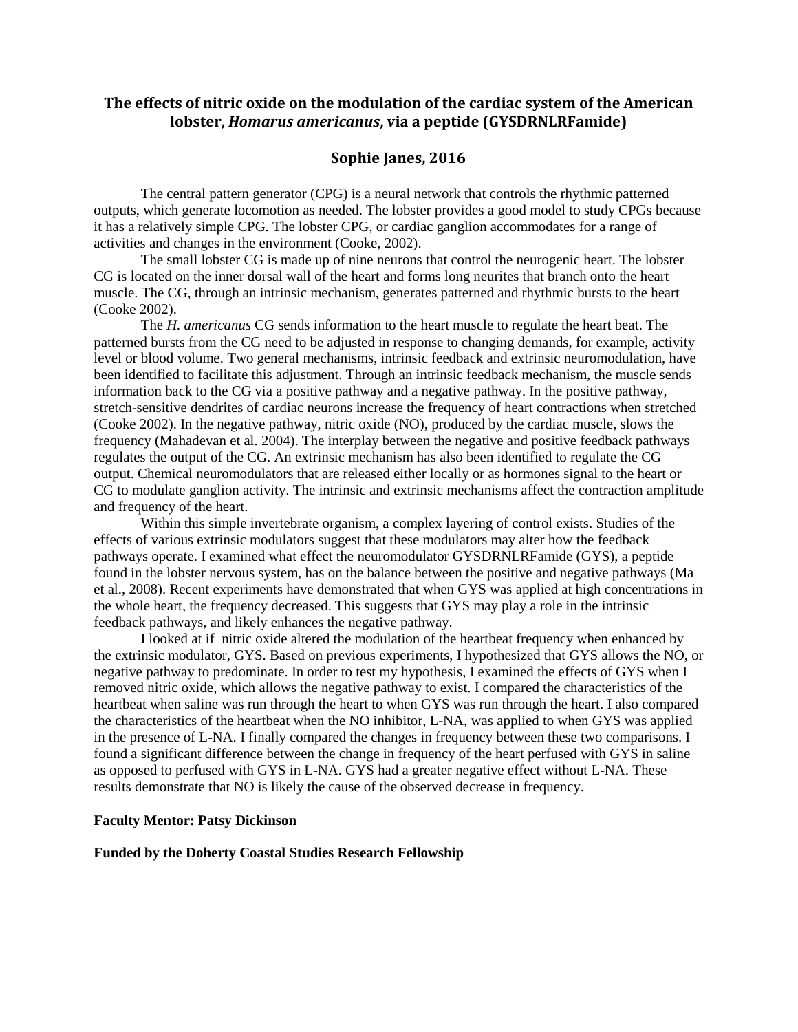# The effects of nitric oxide on the modulation of the cardiac system of the American lobster, *Homarus americanus*, via a peptide (GYSDRNLRFamide)

## Sophie Janes, 2016

The central pattern generator (CPG) is a neural network that controls the rhythmic patterned outputs, which generate locomotion as needed. The lobster provides a good model to study CPGs because it has a relatively simple CPG. The lobster CPG, or cardiac ganglion accommodates for a range of activities and changes in the environment (Cooke, 2002).

The small lobster CG is made up of nine neurons that control the neurogenic heart. The lobster CG is located on the inner dorsal wall of the heart and forms long neurites that branch onto the heart muscle. The CG, through an intrinsic mechanism, generates patterned and rhythmic bursts to the heart (Cooke 2002).

The *H. americanus* CG sends information to the heart muscle to regulate the heart beat. The patterned bursts from the CG need to be adjusted in response to changing demands, for example, activity level or blood volume. Two general mechanisms, intrinsic feedback and extrinsic neuromodulation, have been identified to facilitate this adjustment. Through an intrinsic feedback mechanism, the muscle sends information back to the CG via a positive pathway and a negative pathway. In the positive pathway, stretch-sensitive dendrites of cardiac neurons increase the frequency of heart contractions when stretched (Cooke 2002). In the negative pathway, nitric oxide (NO), produced by the cardiac muscle, slows the frequency (Mahadevan et al. 2004). The interplay between the negative and positive feedback pathways regulates the output of the CG. An extrinsic mechanism has also been identified to regulate the CG output. Chemical neuromodulators that are released either locally or as hormones signal to the heart or CG to modulate ganglion activity. The intrinsic and extrinsic mechanisms affect the contraction amplitude and frequency of the heart.

Within this simple invertebrate organism, a complex layering of control exists. Studies of the effects of various extrinsic modulators suggest that these modulators may alter how the feedback pathways operate. I examined what effect the neuromodulator GYSDRNLRFamide (GYS), a peptide found in the lobster nervous system, has on the balance between the positive and negative pathways (Ma et al., 2008). Recent experiments have demonstrated that when GYS was applied at high concentrations in the whole heart, the frequency decreased. This suggests that GYS may play a role in the intrinsic feedback pathways, and likely enhances the negative pathway.

I looked at if nitric oxide altered the modulation of the heartbeat frequency when enhanced by the extrinsic modulator, GYS. Based on previous experiments, I hypothesized that GYS allows the NO, or negative pathway to predominate. In order to test my hypothesis, I examined the effects of GYS when I removed nitric oxide, which allows the negative pathway to exist. I compared the characteristics of the heartbeat when saline was run through the heart to when GYS was run through the heart. I also compared the characteristics of the heartbeat when the NO inhibitor, L-NA, was applied to when GYS was applied in the presence of L-NA. I finally compared the changes in frequency between these two comparisons. I found a significant difference between the change in frequency of the heart perfused with GYS in saline as opposed to perfused with GYS in L-NA. GYS had a greater negative effect without L-NA. These results demonstrate that NO is likely the cause of the observed decrease in frequency.

**Faculty Mentor: Patsy Dickinson**

**Funded by the Doherty Coastal Studies Research Fellowship**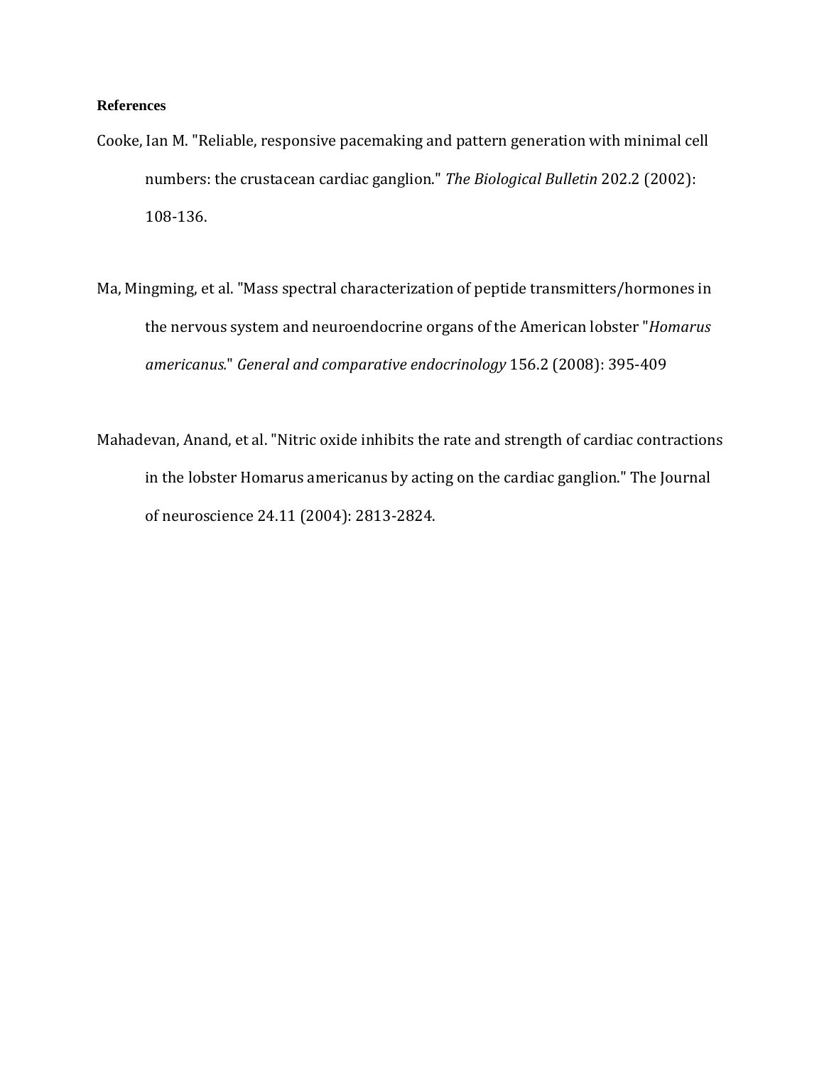**References**

Cooke, Ian M. "Reliable, responsive pacemaking and pattern generation with minimal cell numbers: the crustacean cardiac ganglion." *The Biological Bulletin* 202.2 (2002): 108-136.

Ma, Mingming, et al. "Mass spectral characterization of peptide transmitters/hormones in the nervous system and neuroendocrine organs of the American lobster "*Homarus americanus.*" *General and comparative endocrinology* 156.2 (2008): 395-409

Mahadevan, Anand, et al. "Nitric oxide inhibits the rate and strength of cardiac contractions in the lobster Homarus americanus by acting on the cardiac ganglion." The Journal of neuroscience 24.11 (2004): 2813-2824.